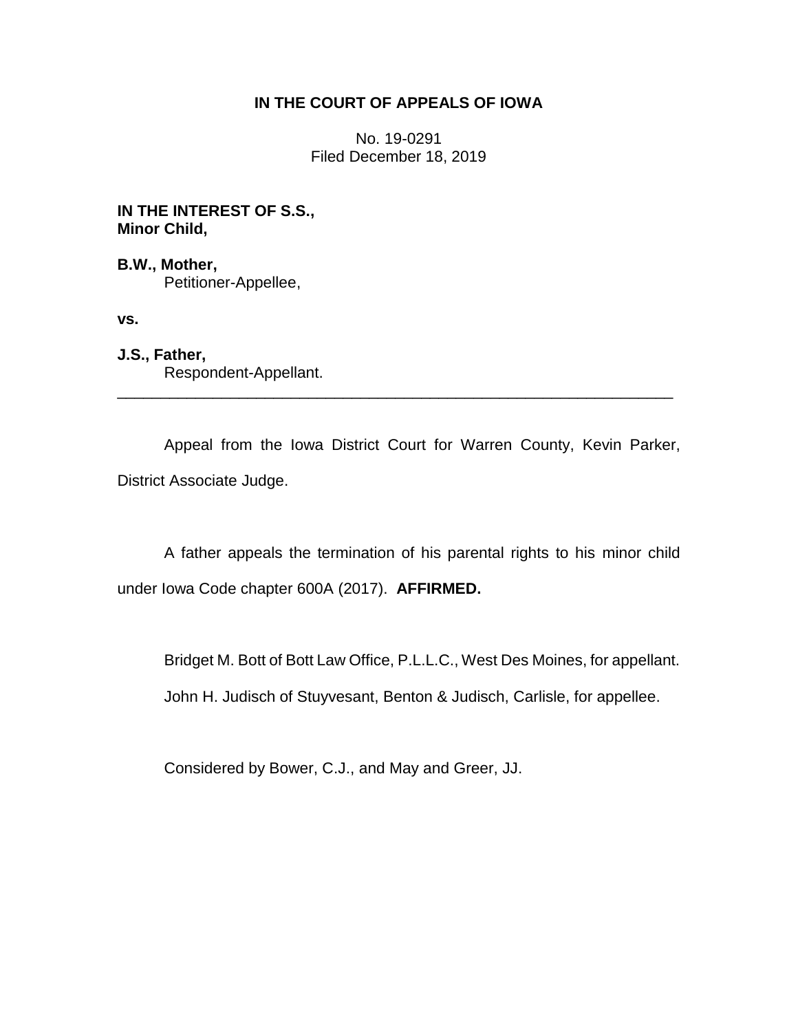**IN THE COURT OF APPEALS OF IOWA**

No. 19-0291
Filed December 18, 2019

**IN THE INTEREST OF S.S.,**
**Minor Child,**

**B.W., Mother,**
Petitioner-Appellee,

**vs.**

**J.S., Father,**
Respondent-Appellant.

---

Appeal from the Iowa District Court for Warren County, Kevin Parker, District Associate Judge.

A father appeals the termination of his parental rights to his minor child under Iowa Code chapter 600A (2017). **AFFIRMED.**

Bridget M. Bott of Bott Law Office, P.L.L.C., West Des Moines, for appellant.

John H. Judisch of Stuyvesant, Benton & Judisch, Carlisle, for appellee.

Considered by Bower, C.J., and May and Greer, JJ.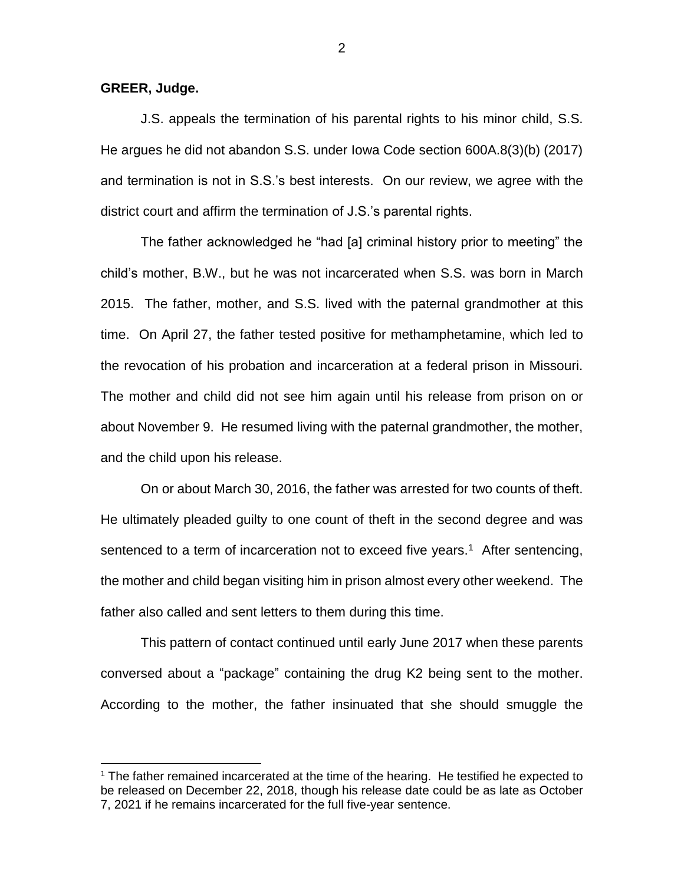**GREER, Judge.**

J.S. appeals the termination of his parental rights to his minor child, S.S. He argues he did not abandon S.S. under Iowa Code section 600A.8(3)(b) (2017) and termination is not in S.S.'s best interests. On our review, we agree with the district court and affirm the termination of J.S.'s parental rights.

The father acknowledged he "had [a] criminal history prior to meeting" the child's mother, B.W., but he was not incarcerated when S.S. was born in March 2015. The father, mother, and S.S. lived with the paternal grandmother at this time. On April 27, the father tested positive for methamphetamine, which led to the revocation of his probation and incarceration at a federal prison in Missouri. The mother and child did not see him again until his release from prison on or about November 9. He resumed living with the paternal grandmother, the mother, and the child upon his release.

On or about March 30, 2016, the father was arrested for two counts of theft. He ultimately pleaded guilty to one count of theft in the second degree and was sentenced to a term of incarceration not to exceed five years.[1] After sentencing, the mother and child began visiting him in prison almost every other weekend. The father also called and sent letters to them during this time.

This pattern of contact continued until early June 2017 when these parents conversed about a "package" containing the drug K2 being sent to the mother. According to the mother, the father insinuated that she should smuggle the

---

[1] The father remained incarcerated at the time of the hearing. He testified he expected to be released on December 22, 2018, though his release date could be as late as October 7, 2021 if he remains incarcerated for the full five-year sentence.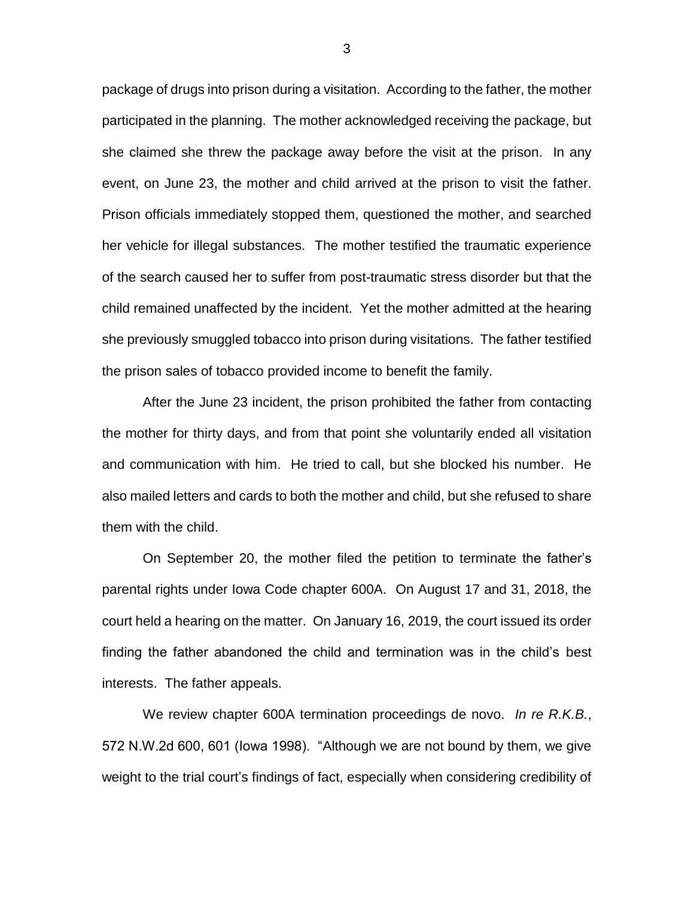package of drugs into prison during a visitation. According to the father, the mother participated in the planning. The mother acknowledged receiving the package, but she claimed she threw the package away before the visit at the prison. In any event, on June 23, the mother and child arrived at the prison to visit the father. Prison officials immediately stopped them, questioned the mother, and searched her vehicle for illegal substances. The mother testified the traumatic experience of the search caused her to suffer from post-traumatic stress disorder but that the child remained unaffected by the incident. Yet the mother admitted at the hearing she previously smuggled tobacco into prison during visitations. The father testified the prison sales of tobacco provided income to benefit the family.

After the June 23 incident, the prison prohibited the father from contacting the mother for thirty days, and from that point she voluntarily ended all visitation and communication with him. He tried to call, but she blocked his number. He also mailed letters and cards to both the mother and child, but she refused to share them with the child.

On September 20, the mother filed the petition to terminate the father's parental rights under Iowa Code chapter 600A. On August 17 and 31, 2018, the court held a hearing on the matter. On January 16, 2019, the court issued its order finding the father abandoned the child and termination was in the child's best interests. The father appeals.

We review chapter 600A termination proceedings de novo. *In re R.K.B.*, 572 N.W.2d 600, 601 (Iowa 1998). "Although we are not bound by them, we give weight to the trial court's findings of fact, especially when considering credibility of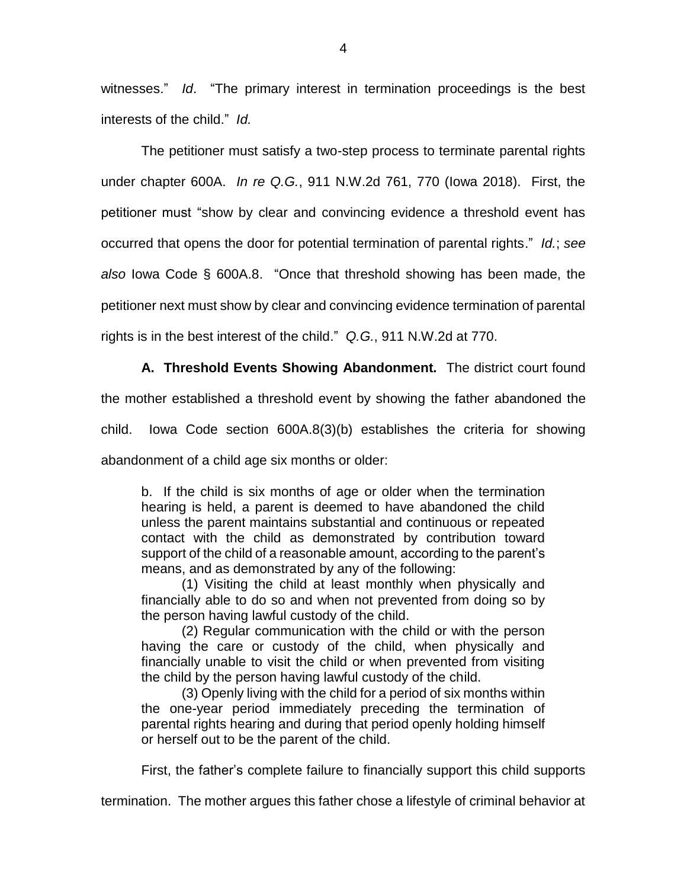witnesses." *Id*. "The primary interest in termination proceedings is the best interests of the child." *Id.*

The petitioner must satisfy a two-step process to terminate parental rights under chapter 600A. *In re Q.G.*, 911 N.W.2d 761, 770 (Iowa 2018). First, the petitioner must "show by clear and convincing evidence a threshold event has occurred that opens the door for potential termination of parental rights." *Id.*; *see also* Iowa Code § 600A.8. "Once that threshold showing has been made, the petitioner next must show by clear and convincing evidence termination of parental rights is in the best interest of the child." *Q.G.*, 911 N.W.2d at 770.

**A. Threshold Events Showing Abandonment.** The district court found the mother established a threshold event by showing the father abandoned the child. Iowa Code section 600A.8(3)(b) establishes the criteria for showing abandonment of a child age six months or older:

> b. If the child is six months of age or older when the termination hearing is held, a parent is deemed to have abandoned the child unless the parent maintains substantial and continuous or repeated contact with the child as demonstrated by contribution toward support of the child of a reasonable amount, according to the parent's means, and as demonstrated by any of the following:
>
> (1) Visiting the child at least monthly when physically and financially able to do so and when not prevented from doing so by the person having lawful custody of the child.
>
> (2) Regular communication with the child or with the person having the care or custody of the child, when physically and financially unable to visit the child or when prevented from visiting the child by the person having lawful custody of the child.
>
> (3) Openly living with the child for a period of six months within the one-year period immediately preceding the termination of parental rights hearing and during that period openly holding himself or herself out to be the parent of the child.

First, the father's complete failure to financially support this child supports termination. The mother argues this father chose a lifestyle of criminal behavior at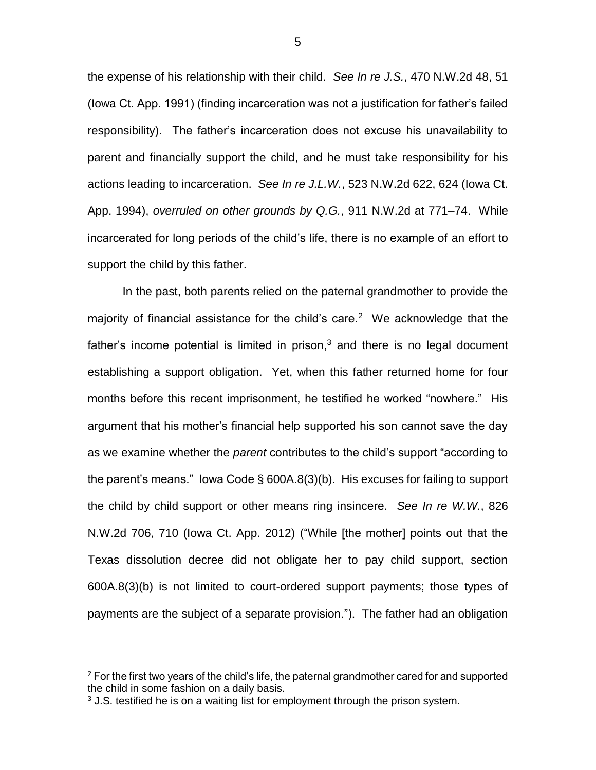the expense of his relationship with their child. *See In re J.S.*, 470 N.W.2d 48, 51 (Iowa Ct. App. 1991) (finding incarceration was not a justification for father's failed responsibility). The father's incarceration does not excuse his unavailability to parent and financially support the child, and he must take responsibility for his actions leading to incarceration. *See In re J.L.W.*, 523 N.W.2d 622, 624 (Iowa Ct. App. 1994), *overruled on other grounds by Q.G.*, 911 N.W.2d at 771–74. While incarcerated for long periods of the child's life, there is no example of an effort to support the child by this father.

In the past, both parents relied on the paternal grandmother to provide the majority of financial assistance for the child's care.[2] We acknowledge that the father's income potential is limited in prison,[3] and there is no legal document establishing a support obligation. Yet, when this father returned home for four months before this recent imprisonment, he testified he worked "nowhere." His argument that his mother's financial help supported his son cannot save the day as we examine whether the *parent* contributes to the child's support "according to the parent's means." Iowa Code § 600A.8(3)(b). His excuses for failing to support the child by child support or other means ring insincere. *See In re W.W.*, 826 N.W.2d 706, 710 (Iowa Ct. App. 2012) ("While [the mother] points out that the Texas dissolution decree did not obligate her to pay child support, section 600A.8(3)(b) is not limited to court-ordered support payments; those types of payments are the subject of a separate provision."). The father had an obligation

---

[2] For the first two years of the child's life, the paternal grandmother cared for and supported the child in some fashion on a daily basis.

[3] J.S. testified he is on a waiting list for employment through the prison system.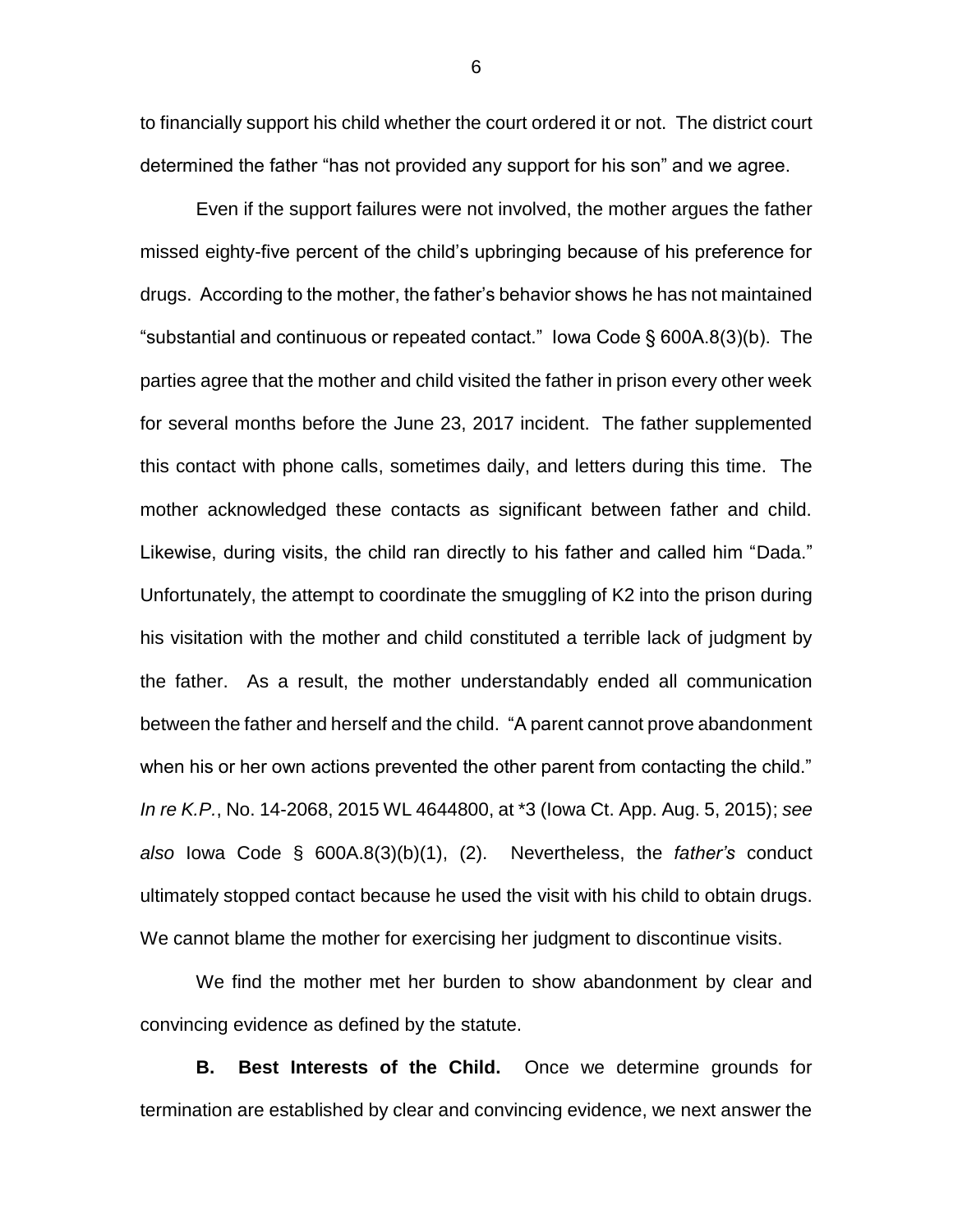to financially support his child whether the court ordered it or not. The district court determined the father "has not provided any support for his son" and we agree.

Even if the support failures were not involved, the mother argues the father missed eighty-five percent of the child's upbringing because of his preference for drugs. According to the mother, the father's behavior shows he has not maintained "substantial and continuous or repeated contact." Iowa Code § 600A.8(3)(b). The parties agree that the mother and child visited the father in prison every other week for several months before the June 23, 2017 incident. The father supplemented this contact with phone calls, sometimes daily, and letters during this time. The mother acknowledged these contacts as significant between father and child. Likewise, during visits, the child ran directly to his father and called him "Dada." Unfortunately, the attempt to coordinate the smuggling of K2 into the prison during his visitation with the mother and child constituted a terrible lack of judgment by the father. As a result, the mother understandably ended all communication between the father and herself and the child. "A parent cannot prove abandonment when his or her own actions prevented the other parent from contacting the child." *In re K.P.*, No. 14-2068, 2015 WL 4644800, at *3 (Iowa Ct. App. Aug. 5, 2015); *see also* Iowa Code § 600A.8(3)(b)(1), (2). Nevertheless, the *father's* conduct ultimately stopped contact because he used the visit with his child to obtain drugs. We cannot blame the mother for exercising her judgment to discontinue visits.

We find the mother met her burden to show abandonment by clear and convincing evidence as defined by the statute.

**B. Best Interests of the Child.** Once we determine grounds for termination are established by clear and convincing evidence, we next answer the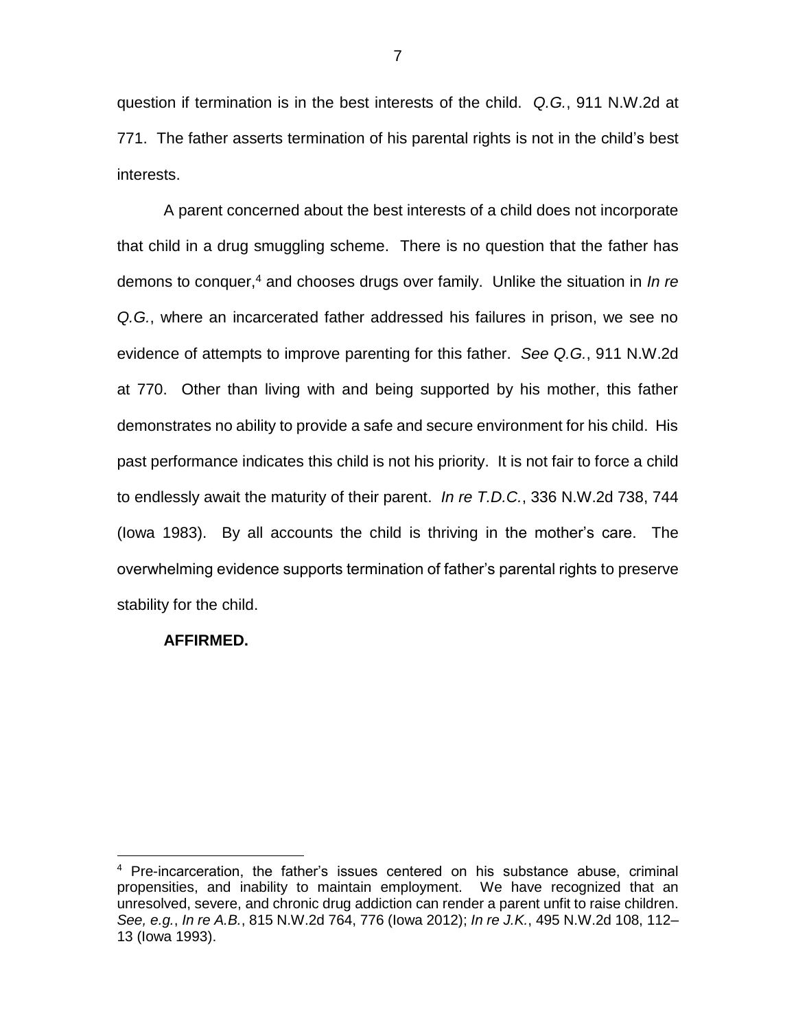question if termination is in the best interests of the child. *Q.G.*, 911 N.W.2d at 771. The father asserts termination of his parental rights is not in the child's best interests.

A parent concerned about the best interests of a child does not incorporate that child in a drug smuggling scheme. There is no question that the father has demons to conquer,[4] and chooses drugs over family. Unlike the situation in *In re Q.G.*, where an incarcerated father addressed his failures in prison, we see no evidence of attempts to improve parenting for this father. *See Q.G.*, 911 N.W.2d at 770. Other than living with and being supported by his mother, this father demonstrates no ability to provide a safe and secure environment for his child. His past performance indicates this child is not his priority. It is not fair to force a child to endlessly await the maturity of their parent. *In re T.D.C.*, 336 N.W.2d 738, 744 (Iowa 1983). By all accounts the child is thriving in the mother's care. The overwhelming evidence supports termination of father's parental rights to preserve stability for the child.

**AFFIRMED.**

---

[4] Pre-incarceration, the father's issues centered on his substance abuse, criminal propensities, and inability to maintain employment. We have recognized that an unresolved, severe, and chronic drug addiction can render a parent unfit to raise children. *See, e.g.*, *In re A.B.*, 815 N.W.2d 764, 776 (Iowa 2012); *In re J.K.*, 495 N.W.2d 108, 112–13 (Iowa 1993).